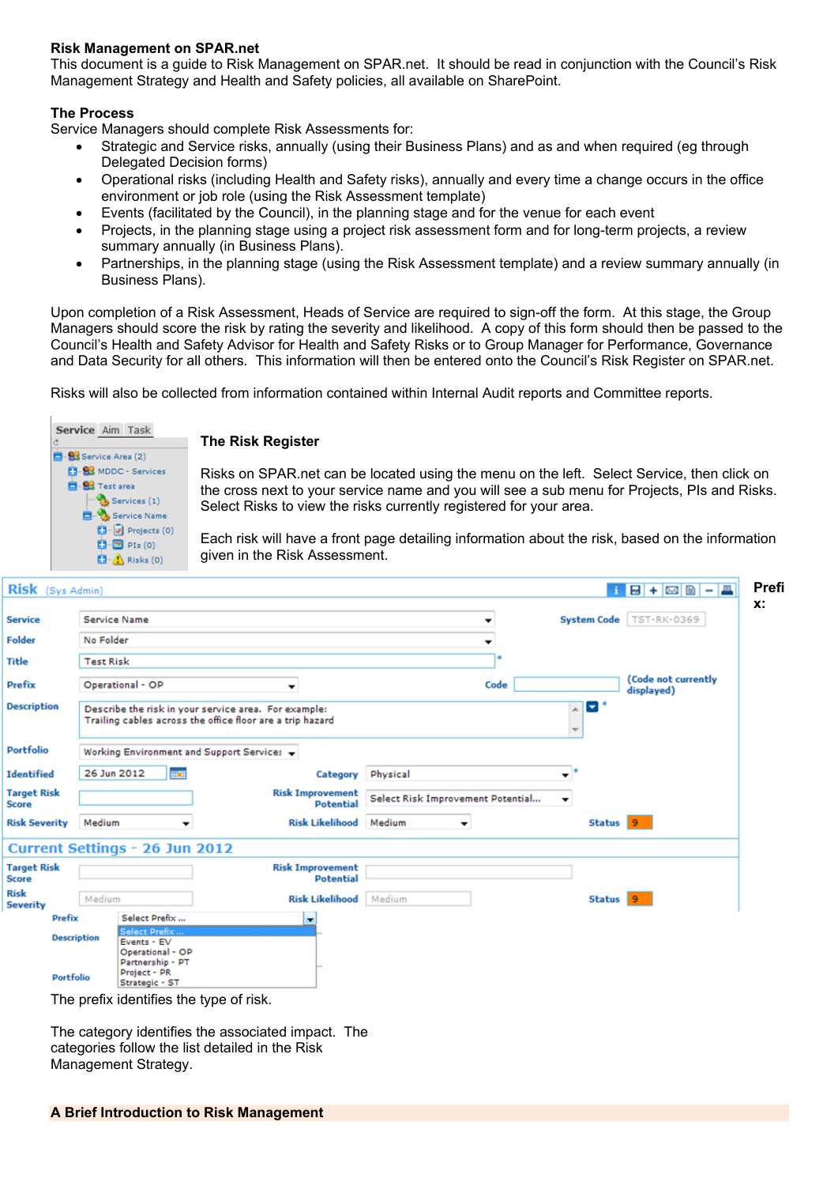**Risk Management on SPAR.net**

This document is a guide to Risk Management on SPAR.net. It should be read in conjunction with the Council's Risk Management Strategy and Health and Safety policies, all available on SharePoint.

**The Process**

Service Managers should complete Risk Assessments for:

- Strategic and Service risks, annually (using their Business Plans) and as and when required (eg through Delegated Decision forms)
- Operational risks (including Health and Safety risks), annually and every time a change occurs in the office environment or job role (using the Risk Assessment template)
- Events (facilitated by the Council), in the planning stage and for the venue for each event
- Projects, in the planning stage using a project risk assessment form and for long-term projects, a review summary annually (in Business Plans).
- Partnerships, in the planning stage (using the Risk Assessment template) and a review summary annually (in Business Plans).

Upon completion of a Risk Assessment, Heads of Service are required to sign-off the form. At this stage, the Group Managers should score the risk by rating the severity and likelihood. A copy of this form should then be passed to the Council's Health and Safety Advisor for Health and Safety Risks or to Group Manager for Performance, Governance and Data Security for all others. This information will then be entered onto the Council's Risk Register on SPAR.net.

Risks will also be collected from information contained within Internal Audit reports and Committee reports.

**The Risk Register**

Risks on SPAR.net can be located using the menu on the left. Select Service, then click on the cross next to your service name and you will see a sub menu for Projects, PIs and Risks. Select Risks to view the risks currently registered for your area.

Each risk will have a front page detailing information about the risk, based on the information given in the Risk Assessment.

**Prefix:**

The prefix identifies the type of risk.

The category identifies the associated impact. The categories follow the list detailed in the Risk Management Strategy.

**A Brief Introduction to Risk Management**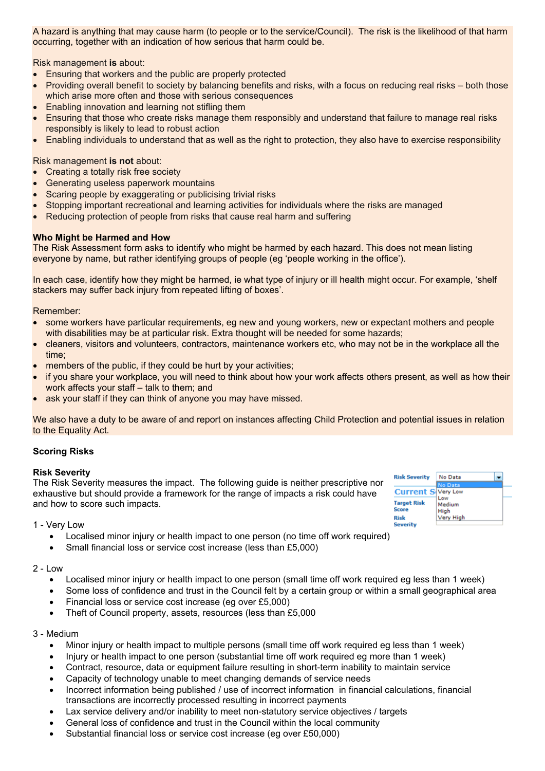A hazard is anything that may cause harm (to people or to the service/Council). The risk is the likelihood of that harm occurring, together with an indication of how serious that harm could be.

Risk management **is** about:

- Ensuring that workers and the public are properly protected
- Providing overall benefit to society by balancing benefits and risks, with a focus on reducing real risks – both those which arise more often and those with serious consequences
- Enabling innovation and learning not stifling them
- Ensuring that those who create risks manage them responsibly and understand that failure to manage real risks responsibly is likely to lead to robust action
- Enabling individuals to understand that as well as the right to protection, they also have to exercise responsibility

Risk management **is not** about:

- Creating a totally risk free society
- Generating useless paperwork mountains
- Scaring people by exaggerating or publicising trivial risks
- Stopping important recreational and learning activities for individuals where the risks are managed
- Reducing protection of people from risks that cause real harm and suffering

**Who Might be Harmed and How**

The Risk Assessment form asks to identify who might be harmed by each hazard. This does not mean listing everyone by name, but rather identifying groups of people (eg 'people working in the office').

In each case, identify how they might be harmed, ie what type of injury or ill health might occur. For example, 'shelf stackers may suffer back injury from repeated lifting of boxes'.

Remember:

- some workers have particular requirements, eg new and young workers, new or expectant mothers and people with disabilities may be at particular risk. Extra thought will be needed for some hazards;
- cleaners, visitors and volunteers, contractors, maintenance workers etc, who may not be in the workplace all the time;
- members of the public, if they could be hurt by your activities;
- if you share your workplace, you will need to think about how your work affects others present, as well as how their work affects your staff – talk to them; and
- ask your staff if they can think of anyone you may have missed.

We also have a duty to be aware of and report on instances affecting Child Protection and potential issues in relation to the Equality Act.

**Scoring Risks**

**Risk Severity**

The Risk Severity measures the impact. The following guide is neither prescriptive nor exhaustive but should provide a framework for the range of impacts a risk could have and how to score such impacts.

1 - Very Low

- Localised minor injury or health impact to one person (no time off work required)
- Small financial loss or service cost increase (less than £5,000)

2 - Low

- Localised minor injury or health impact to one person (small time off work required eg less than 1 week)
- Some loss of confidence and trust in the Council felt by a certain group or within a small geographical area
- Financial loss or service cost increase (eg over £5,000)
- Theft of Council property, assets, resources (less than £5,000

3 - Medium

- Minor injury or health impact to multiple persons (small time off work required eg less than 1 week)
- Injury or health impact to one person (substantial time off work required eg more than 1 week)
- Contract, resource, data or equipment failure resulting in short-term inability to maintain service
- Capacity of technology unable to meet changing demands of service needs
- Incorrect information being published / use of incorrect information in financial calculations, financial transactions are incorrectly processed resulting in incorrect payments
- Lax service delivery and/or inability to meet non-statutory service objectives / targets
- General loss of confidence and trust in the Council within the local community
- Substantial financial loss or service cost increase (eg over £50,000)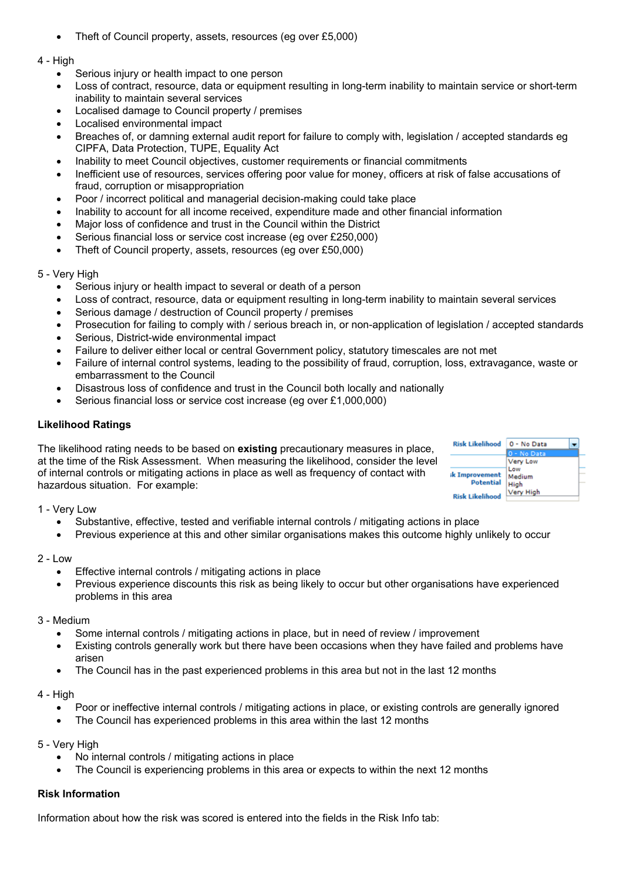- Theft of Council property, assets, resources (eg over £5,000)

4 - High

- Serious injury or health impact to one person
- Loss of contract, resource, data or equipment resulting in long-term inability to maintain service or short-term inability to maintain several services
- Localised damage to Council property / premises
- Localised environmental impact
- Breaches of, or damning external audit report for failure to comply with, legislation / accepted standards eg CIPFA, Data Protection, TUPE, Equality Act
- Inability to meet Council objectives, customer requirements or financial commitments
- Inefficient use of resources, services offering poor value for money, officers at risk of false accusations of fraud, corruption or misappropriation
- Poor / incorrect political and managerial decision-making could take place
- Inability to account for all income received, expenditure made and other financial information
- Major loss of confidence and trust in the Council within the District
- Serious financial loss or service cost increase (eg over £250,000)
- Theft of Council property, assets, resources (eg over £50,000)

5 - Very High

- Serious injury or health impact to several or death of a person
- Loss of contract, resource, data or equipment resulting in long-term inability to maintain several services
- Serious damage / destruction of Council property / premises
- Prosecution for failing to comply with / serious breach in, or non-application of legislation / accepted standards
- Serious, District-wide environmental impact
- Failure to deliver either local or central Government policy, statutory timescales are not met
- Failure of internal control systems, leading to the possibility of fraud, corruption, loss, extravagance, waste or embarrassment to the Council
- Disastrous loss of confidence and trust in the Council both locally and nationally
- Serious financial loss or service cost increase (eg over £1,000,000)

**Likelihood Ratings**

The likelihood rating needs to be based on **existing** precautionary measures in place, at the time of the Risk Assessment. When measuring the likelihood, consider the level of internal controls or mitigating actions in place as well as frequency of contact with hazardous situation. For example:

1 - Very Low

- Substantive, effective, tested and verifiable internal controls / mitigating actions in place
- Previous experience at this and other similar organisations makes this outcome highly unlikely to occur

2 - Low

- Effective internal controls / mitigating actions in place
- Previous experience discounts this risk as being likely to occur but other organisations have experienced problems in this area

3 - Medium

- Some internal controls / mitigating actions in place, but in need of review / improvement
- Existing controls generally work but there have been occasions when they have failed and problems have arisen
- The Council has in the past experienced problems in this area but not in the last 12 months

4 - High

- Poor or ineffective internal controls / mitigating actions in place, or existing controls are generally ignored
- The Council has experienced problems in this area within the last 12 months

5 - Very High

- No internal controls / mitigating actions in place
- The Council is experiencing problems in this area or expects to within the next 12 months

**Risk Information**

Information about how the risk was scored is entered into the fields in the Risk Info tab: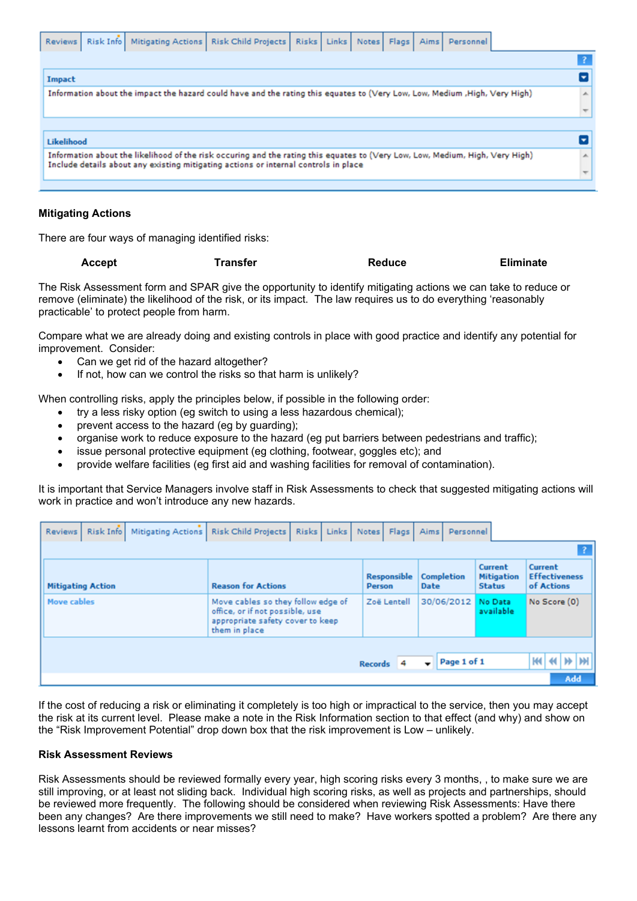| Reviews | Risk Info | Mitigating Actions | Risk Child Projects | Risks | Links | Notes | Flags | Aims | Personnel |
|---|---|---|---|---|---|---|---|---|---|

**Impact**

Information about the impact the hazard could have and the rating this equates to (Very Low, Low, Medium ,High, Very High)

**Likelihood**

Information about the likelihood of the risk occuring and the rating this equates to (Very Low, Low, Medium, High, Very High)
Include details about any existing mitigating actions or internal controls in place

**Mitigating Actions**

There are four ways of managing identified risks:

| **Accept** | **Transfer** | **Reduce** | **Eliminate** |
|---|---|---|---|

The Risk Assessment form and SPAR give the opportunity to identify mitigating actions we can take to reduce or remove (eliminate) the likelihood of the risk, or its impact. The law requires us to do everything 'reasonably practicable' to protect people from harm.

Compare what we are already doing and existing controls in place with good practice and identify any potential for improvement. Consider:

- Can we get rid of the hazard altogether?
- If not, how can we control the risks so that harm is unlikely?

When controlling risks, apply the principles below, if possible in the following order:

- try a less risky option (eg switch to using a less hazardous chemical);
- prevent access to the hazard (eg by guarding);
- organise work to reduce exposure to the hazard (eg put barriers between pedestrians and traffic);
- issue personal protective equipment (eg clothing, footwear, goggles etc); and
- provide welfare facilities (eg first aid and washing facilities for removal of contamination).

It is important that Service Managers involve staff in Risk Assessments to check that suggested mitigating actions will work in practice and won't introduce any new hazards.

| Reviews | Risk Info | Mitigating Actions | Risk Child Projects | Risks | Links | Notes | Flags | Aims | Personnel |
|---|---|---|---|---|---|---|---|---|---|

| Mitigating Action | Reason for Actions | Responsible Person | Completion Date | Current Mitigation Status | Current Effectiveness of Actions |
|---|---|---|---|---|---|
| Move cables | Move cables so they follow edge of office, or if not possible, use appropriate safety cover to keep them in place | Zoë Lentell | 30/06/2012 | No Data available | No Score (0) |

Records 4 | Page 1 of 1 | Add

If the cost of reducing a risk or eliminating it completely is too high or impractical to the service, then you may accept the risk at its current level. Please make a note in the Risk Information section to that effect (and why) and show on the "Risk Improvement Potential" drop down box that the risk improvement is Low – unlikely.

**Risk Assessment Reviews**

Risk Assessments should be reviewed formally every year, high scoring risks every 3 months, , to make sure we are still improving, or at least not sliding back. Individual high scoring risks, as well as projects and partnerships, should be reviewed more frequently. The following should be considered when reviewing Risk Assessments: Have there been any changes? Are there improvements we still need to make? Have workers spotted a problem? Are there any lessons learnt from accidents or near misses?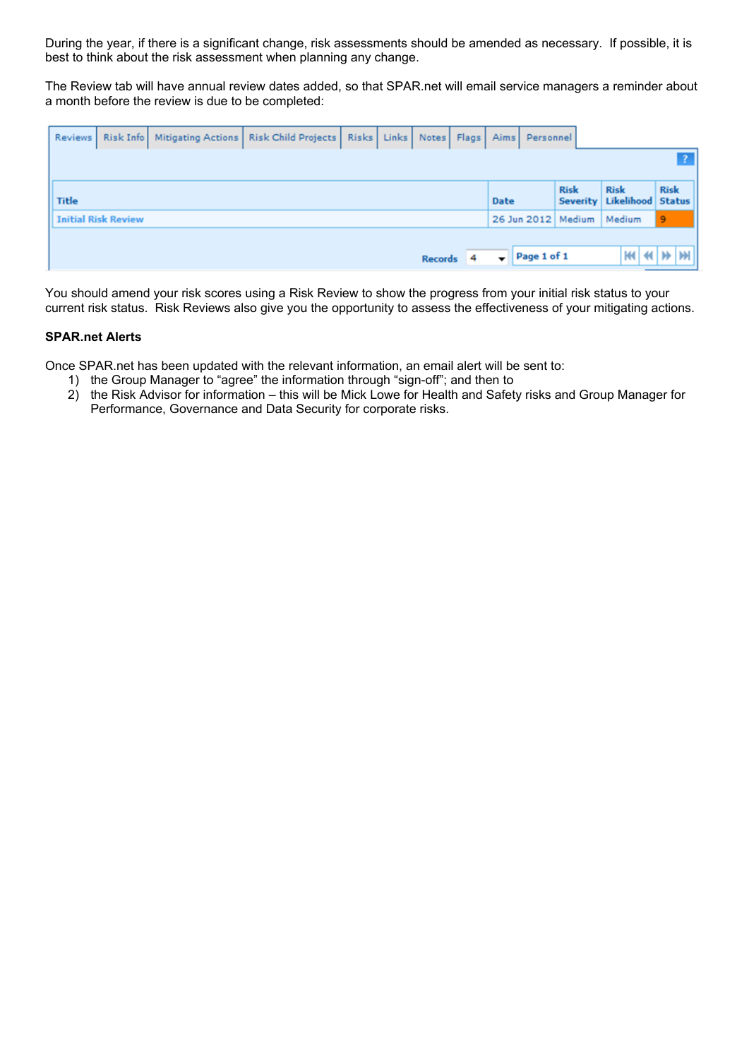During the year, if there is a significant change, risk assessments should be amended as necessary. If possible, it is best to think about the risk assessment when planning any change.

The Review tab will have annual review dates added, so that SPAR.net will email service managers a reminder about a month before the review is due to be completed:

Reviews | Risk Info | Mitigating Actions | Risk Child Projects | Risks | Links | Notes | Flags | Aims | Personnel

| Title | Date | Risk Severity | Risk Likelihood | Risk Status |
|---|---|---|---|---|
| Initial Risk Review | 26 Jun 2012 | Medium | Medium | 9 |

Records 4 Page 1 of 1

You should amend your risk scores using a Risk Review to show the progress from your initial risk status to your current risk status. Risk Reviews also give you the opportunity to assess the effectiveness of your mitigating actions.

**SPAR.net Alerts**

Once SPAR.net has been updated with the relevant information, an email alert will be sent to:

1) the Group Manager to "agree" the information through "sign-off"; and then to
2) the Risk Advisor for information – this will be Mick Lowe for Health and Safety risks and Group Manager for Performance, Governance and Data Security for corporate risks.